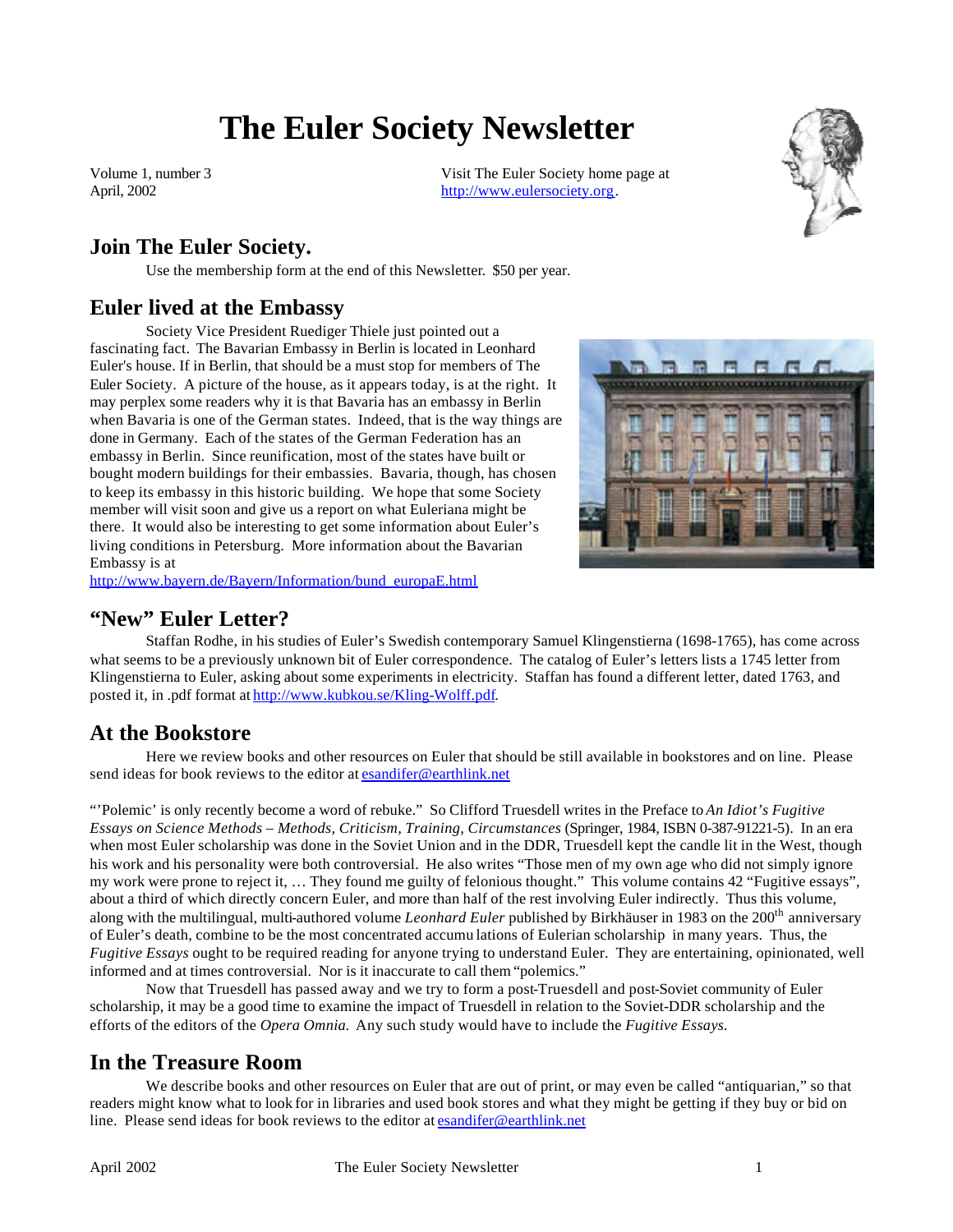# The Euler Society Newsletter

Volume 1, number 3
April, 2002

Visit The Euler Society home page at http://www.eulersociety.org.

## Join The Euler Society.

Use the membership form at the end of this Newsletter. $50 per year.

## Euler lived at the Embassy

Society Vice President Ruediger Thiele just pointed out a fascinating fact. The Bavarian Embassy in Berlin is located in Leonhard Euler's house. If in Berlin, that should be a must stop for members of The Euler Society. A picture of the house, as it appears today, is at the right. It may perplex some readers why it is that Bavaria has an embassy in Berlin when Bavaria is one of the German states. Indeed, that is the way things are done in Germany. Each of the states of the German Federation has an embassy in Berlin. Since reunification, most of the states have built or bought modern buildings for their embassies. Bavaria, though, has chosen to keep its embassy in this historic building. We hope that some Society member will visit soon and give us a report on what Euleriana might be there. It would also be interesting to get some information about Euler's living conditions in Petersburg. More information about the Bavarian Embassy is at
http://www.bayern.de/Bayern/Information/bund_europaE.html

## "New" Euler Letter?

Staffan Rodhe, in his studies of Euler's Swedish contemporary Samuel Klingenstierna (1698-1765), has come across what seems to be a previously unknown bit of Euler correspondence. The catalog of Euler's letters lists a 1745 letter from Klingenstierna to Euler, asking about some experiments in electricity. Staffan has found a different letter, dated 1763, and posted it, in .pdf format at http://www.kubkou.se/Kling-Wolff.pdf.

## At the Bookstore

Here we review books and other resources on Euler that should be still available in bookstores and on line. Please send ideas for book reviews to the editor at esandifer@earthlink.net

"'Polemic' is only recently become a word of rebuke." So Clifford Truesdell writes in the Preface to *An Idiot's Fugitive Essays on Science Methods – Methods, Criticism, Training, Circumstances* (Springer, 1984, ISBN 0-387-91221-5). In an era when most Euler scholarship was done in the Soviet Union and in the DDR, Truesdell kept the candle lit in the West, though his work and his personality were both controversial. He also writes "Those men of my own age who did not simply ignore my work were prone to reject it, … They found me guilty of felonious thought." This volume contains 42 "Fugitive essays", about a third of which directly concern Euler, and more than half of the rest involving Euler indirectly. Thus this volume, along with the multilingual, multi-authored volume *Leonhard Euler* published by Birkhäuser in 1983 on the 200th anniversary of Euler's death, combine to be the most concentrated accumulations of Eulerian scholarship in many years. Thus, the *Fugitive Essays* ought to be required reading for anyone trying to understand Euler. They are entertaining, opinionated, well informed and at times controversial. Nor is it inaccurate to call them "polemics."

Now that Truesdell has passed away and we try to form a post-Truesdell and post-Soviet community of Euler scholarship, it may be a good time to examine the impact of Truesdell in relation to the Soviet-DDR scholarship and the efforts of the editors of the *Opera Omnia*. Any such study would have to include the *Fugitive Essays.*

## In the Treasure Room

We describe books and other resources on Euler that are out of print, or may even be called "antiquarian," so that readers might know what to look for in libraries and used book stores and what they might be getting if they buy or bid on line. Please send ideas for book reviews to the editor at esandifer@earthlink.net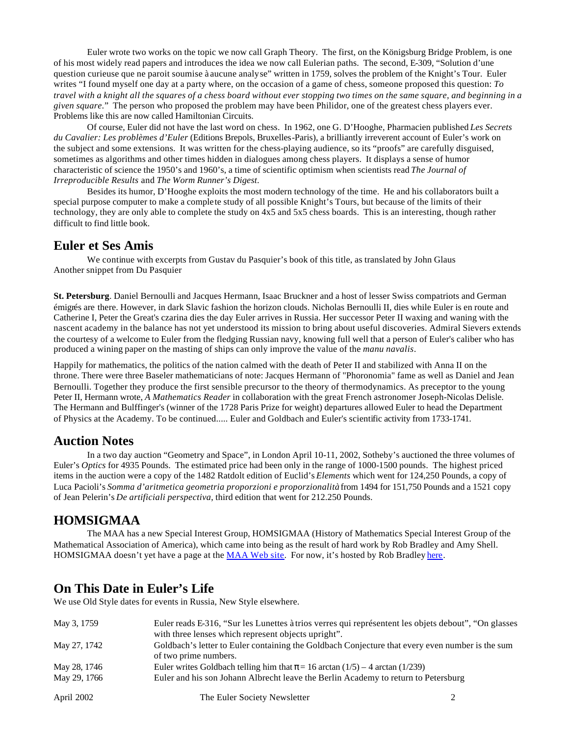Euler wrote two works on the topic we now call Graph Theory. The first, on the Königsburg Bridge Problem, is one of his most widely read papers and introduces the idea we now call Eulerian paths. The second, E-309, "Solution d'une question curieuse que ne paroit soumise à aucune analyse" written in 1759, solves the problem of the Knight's Tour. Euler writes "I found myself one day at a party where, on the occasion of a game of chess, someone proposed this question: *To travel with a knight all the squares of a chess board without ever stopping two times on the same square, and beginning in a given square.*" The person who proposed the problem may have been Philidor, one of the greatest chess players ever. Problems like this are now called Hamiltonian Circuits.

Of course, Euler did not have the last word on chess. In 1962, one G. D'Hooghe, Pharmacien published *Les Secrets du Cavalier: Les problèmes d'Euler* (Editions Brepols, Bruxelles-Paris), a brilliantly irreverent account of Euler's work on the subject and some extensions. It was written for the chess-playing audience, so its "proofs" are carefully disguised, sometimes as algorithms and other times hidden in dialogues among chess players. It displays a sense of humor characteristic of science the 1950's and 1960's, a time of scientific optimism when scientists read *The Journal of Irreproducible Results* and *The Worm Runner's Digest.*

Besides its humor, D'Hooghe exploits the most modern technology of the time. He and his collaborators built a special purpose computer to make a complete study of all possible Knight's Tours, but because of the limits of their technology, they are only able to complete the study on 4x5 and 5x5 chess boards. This is an interesting, though rather difficult to find little book.

## Euler et Ses Amis

We continue with excerpts from Gustav du Pasquier's book of this title, as translated by John Glaus
Another snippet from Du Pasquier

**St. Petersburg**. Daniel Bernoulli and Jacques Hermann, Isaac Bruckner and a host of lesser Swiss compatriots and German émigrés are there. However, in dark Slavic fashion the horizon clouds. Nicholas Bernoulli II, dies while Euler is en route and Catherine I, Peter the Great's czarina dies the day Euler arrives in Russia. Her successor Peter II waxing and waning with the nascent academy in the balance has not yet understood its mission to bring about useful discoveries. Admiral Sievers extends the courtesy of a welcome to Euler from the fledging Russian navy, knowing full well that a person of Euler's caliber who has produced a wining paper on the masting of ships can only improve the value of the *manu navalis*.

Happily for mathematics, the politics of the nation calmed with the death of Peter II and stabilized with Anna II on the throne. There were three Baseler mathematicians of note: Jacques Hermann of "Phoronomia" fame as well as Daniel and Jean Bernoulli. Together they produce the first sensible precursor to the theory of thermodynamics. As preceptor to the young Peter II, Hermann wrote, *A Mathematics Reader* in collaboration with the great French astronomer Joseph-Nicolas Delisle. The Hermann and Bulffinger's (winner of the 1728 Paris Prize for weight) departures allowed Euler to head the Department of Physics at the Academy. To be continued..... Euler and Goldbach and Euler's scientific activity from 1733-1741.

## Auction Notes

In a two day auction "Geometry and Space", in London April 10-11, 2002, Sotheby's auctioned the three volumes of Euler's *Optics* for 4935 Pounds. The estimated price had been only in the range of 1000-1500 pounds. The highest priced items in the auction were a copy of the 1482 Ratdolt edition of Euclid's *Elements* which went for 124,250 Pounds, a copy of Luca Pacioli's *Somma d'aritmetica geometria proporzioni e proporzionalità* from 1494 for 151,750 Pounds and a 1521 copy of Jean Pelerin's *De artificiali perspectiva*, third edition that went for 212.250 Pounds.

## HOMSIGMAA

The MAA has a new Special Interest Group, HOMSIGMAA (History of Mathematics Special Interest Group of the Mathematical Association of America), which came into being as the result of hard work by Rob Bradley and Amy Shell. HOMSIGMAA doesn't yet have a page at the MAA Web site. For now, it's hosted by Rob Bradley here.

## On This Date in Euler's Life

We use Old Style dates for events in Russia, New Style elsewhere.

| | |
|---|---|
| May 3, 1759 | Euler reads E-316, "Sur les Lunettes à trios verres qui représentent les objets debout", "On glasses with three lenses which represent objects upright". |
| May 27, 1742 | Goldbach's letter to Euler containing the Goldbach Conjecture that every even number is the sum of two prime numbers. |
| May 28, 1746 | Euler writes Goldbach telling him that $\pi = 16 \arctan(1/5) - 4 \arctan(1/239)$ |
| May 29, 1766 | Euler and his son Johann Albrecht leave the Berlin Academy to return to Petersburg |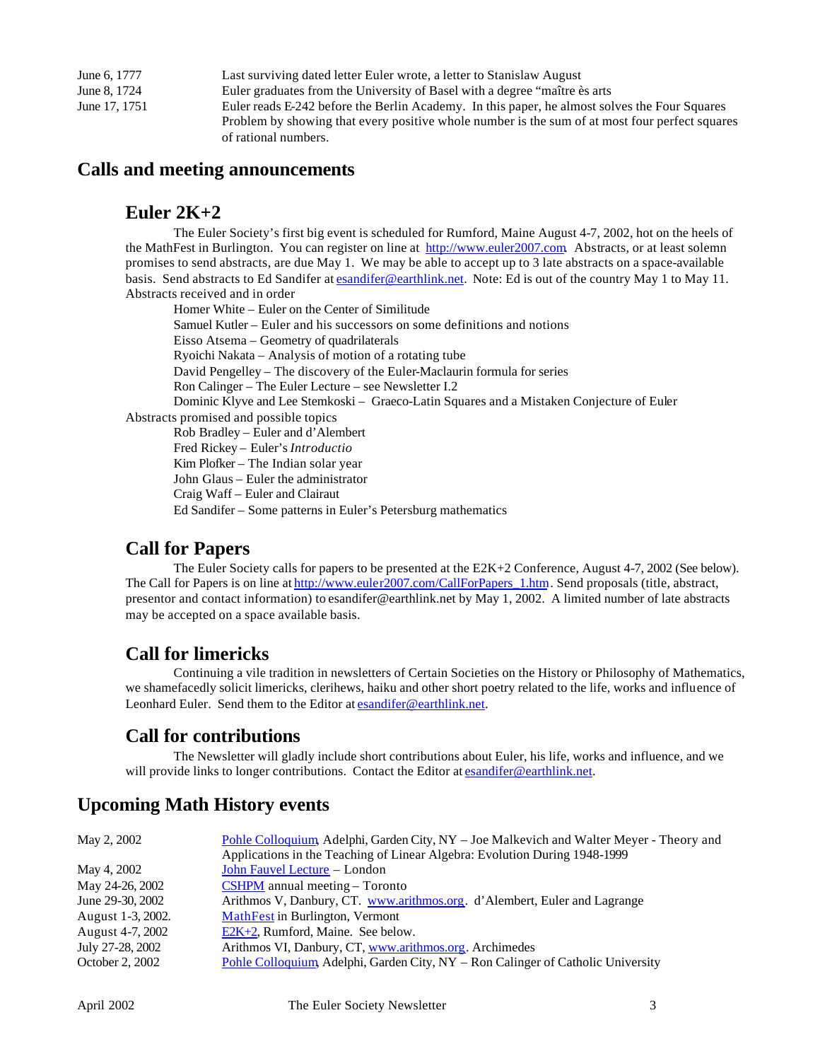| | |
|---|---|
| June 6, 1777 | Last surviving dated letter Euler wrote, a letter to Stanislaw August |
| June 8, 1724 | Euler graduates from the University of Basel with a degree "maître ès arts |
| June 17, 1751 | Euler reads E-242 before the Berlin Academy. In this paper, he almost solves the Four Squares Problem by showing that every positive whole number is the sum of at most four perfect squares of rational numbers. |

## Calls and meeting announcements

### Euler 2K+2

The Euler Society's first big event is scheduled for Rumford, Maine August 4-7, 2002, hot on the heels of the MathFest in Burlington. You can register on line at [http://www.euler2007.com](http://www.euler2007.com). Abstracts, or at least solemn promises to send abstracts, are due May 1. We may be able to accept up to 3 late abstracts on a space-available basis. Send abstracts to Ed Sandifer at [esandifer@earthlink.net](mailto:esandifer@earthlink.net). Note: Ed is out of the country May 1 to May 11.

Abstracts received and in order

- Homer White – Euler on the Center of Similitude
- Samuel Kutler – Euler and his successors on some definitions and notions
- Eisso Atsema – Geometry of quadrilaterals
- Ryoichi Nakata – Analysis of motion of a rotating tube
- David Pengelley – The discovery of the Euler-Maclaurin formula for series
- Ron Calinger – The Euler Lecture – see Newsletter I.2
- Dominic Klyve and Lee Stemkoski – Graeco-Latin Squares and a Mistaken Conjecture of Euler

Abstracts promised and possible topics

- Rob Bradley – Euler and d'Alembert
- Fred Rickey – Euler's *Introductio*
- Kim Plofker – The Indian solar year
- John Glaus – Euler the administrator
- Craig Waff – Euler and Clairaut
- Ed Sandifer – Some patterns in Euler's Petersburg mathematics

### Call for Papers

The Euler Society calls for papers to be presented at the E2K+2 Conference, August 4-7, 2002 (See below). The Call for Papers is on line at [http://www.euler2007.com/CallForPapers_1.htm](http://www.euler2007.com/CallForPapers_1.htm). Send proposals (title, abstract, presentor and contact information) to esandifer@earthlink.net by May 1, 2002. A limited number of late abstracts may be accepted on a space available basis.

### Call for limericks

Continuing a vile tradition in newsletters of Certain Societies on the History or Philosophy of Mathematics, we shamefacedly solicit limericks, clerihews, haiku and other short poetry related to the life, works and influence of Leonhard Euler. Send them to the Editor at [esandifer@earthlink.net](mailto:esandifer@earthlink.net).

### Call for contributions

The Newsletter will gladly include short contributions about Euler, his life, works and influence, and we will provide links to longer contributions. Contact the Editor at [esandifer@earthlink.net](mailto:esandifer@earthlink.net).

## Upcoming Math History events

| | |
|---|---|
| May 2, 2002 | Pohle Colloquium, Adelphi, Garden City, NY – Joe Malkevich and Walter Meyer - Theory and Applications in the Teaching of Linear Algebra: Evolution During 1948-1999 |
| May 4, 2002 | John Fauvel Lecture – London |
| May 24-26, 2002 | CSHPM annual meeting – Toronto |
| June 29-30, 2002 | Arithmos V, Danbury, CT. [www.arithmos.org](http://www.arithmos.org). d'Alembert, Euler and Lagrange |
| August 1-3, 2002. | MathFest in Burlington, Vermont |
| August 4-7, 2002 | E2K+2, Rumford, Maine. See below. |
| July 27-28, 2002 | Arithmos VI, Danbury, CT, [www.arithmos.org](http://www.arithmos.org). Archimedes |
| October 2, 2002 | Pohle Colloquium, Adelphi, Garden City, NY – Ron Calinger of Catholic University |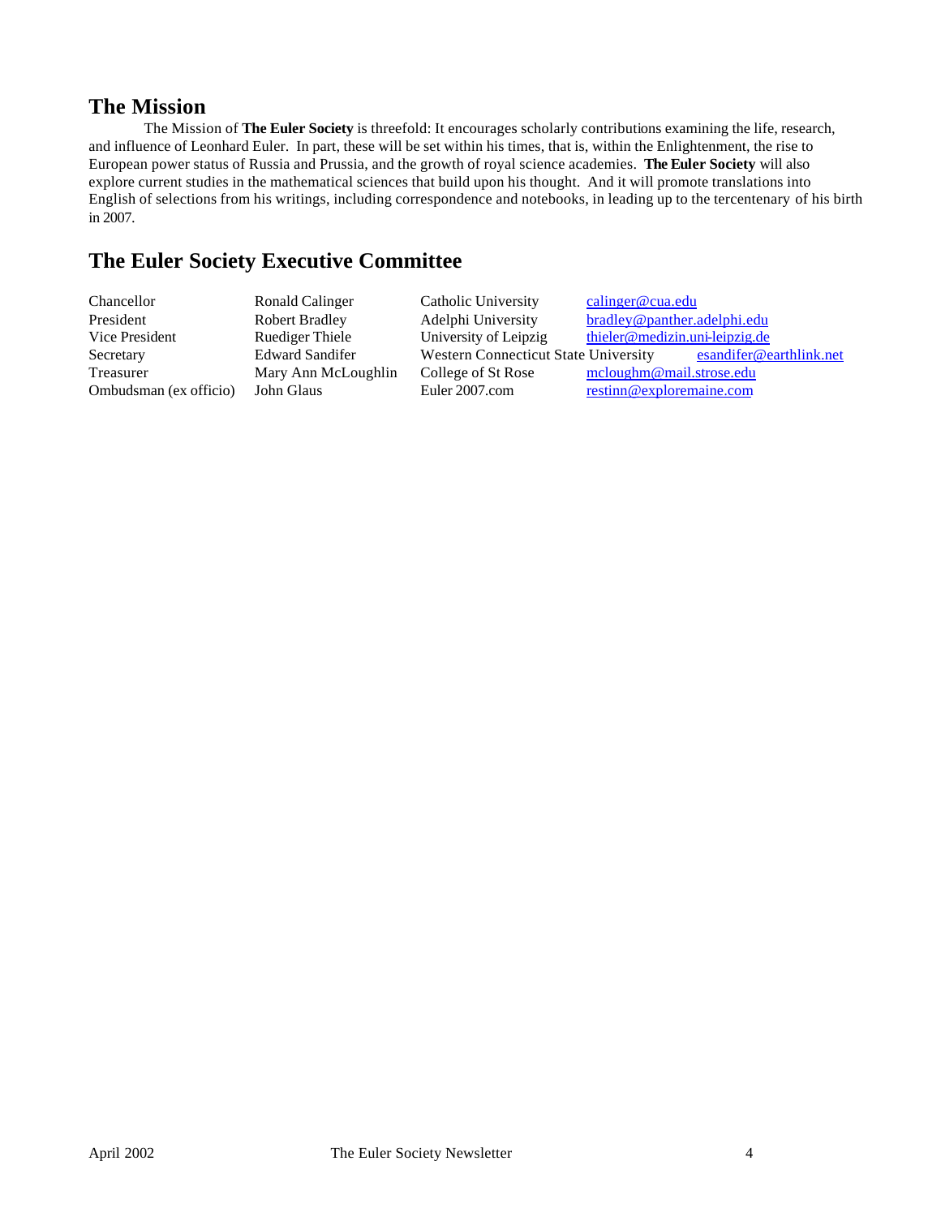## The Mission

The Mission of **The Euler Society** is threefold: It encourages scholarly contributions examining the life, research, and influence of Leonhard Euler. In part, these will be set within his times, that is, within the Enlightenment, the rise to European power status of Russia and Prussia, and the growth of royal science academies. **The Euler Society** will also explore current studies in the mathematical sciences that build upon his thought. And it will promote translations into English of selections from his writings, including correspondence and notebooks, in leading up to the tercentenary of his birth in 2007.

## The Euler Society Executive Committee

| | | | |
|---|---|---|---|
| Chancellor | Ronald Calinger | Catholic University | calinger@cua.edu |
| President | Robert Bradley | Adelphi University | bradley@panther.adelphi.edu |
| Vice President | Ruediger Thiele | University of Leipzig | thieler@medizin.uni-leipzig.de |
| Secretary | Edward Sandifer | Western Connecticut State University | esandifer@earthlink.net |
| Treasurer | Mary Ann McLoughlin | College of St Rose | mcloughm@mail.strose.edu |
| Ombudsman (ex officio) | John Glaus | Euler 2007.com | restinn@exploremaine.com |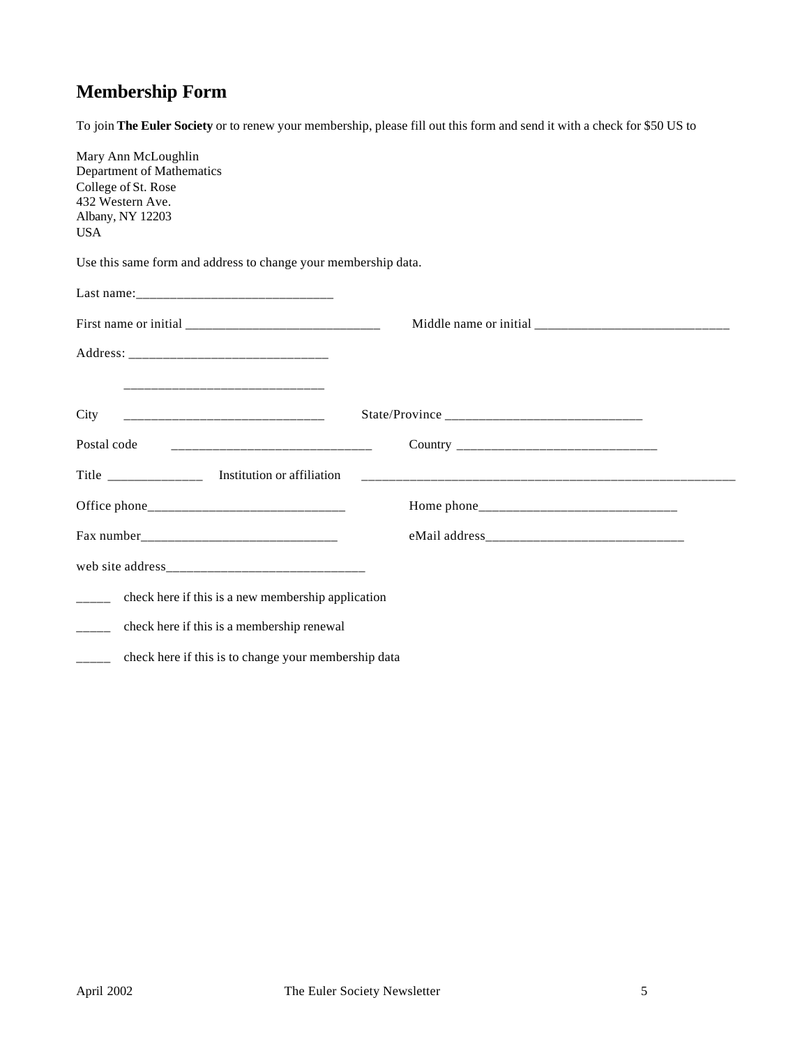## Membership Form

To join **The Euler Society** or to renew your membership, please fill out this form and send it with a check for $50 US to

Mary Ann McLoughlin
Department of Mathematics
College of St. Rose
432 Western Ave.
Albany, NY 12203
USA

Use this same form and address to change your membership data.

Last name:_____________________________

First name or initial _____________________________ Middle name or initial _____________________________

Address: _____________________________

_____________________________

City _____________________________ State/Province _____________________________

Postal code _____________________________ Country _____________________________

Title ______________ Institution or affiliation _________________________________________________________

Office phone_____________________________ Home phone_____________________________

Fax number_____________________________ eMail address_____________________________

web site address_____________________________

_____ check here if this is a new membership application

_____ check here if this is a membership renewal

_____ check here if this is to change your membership data